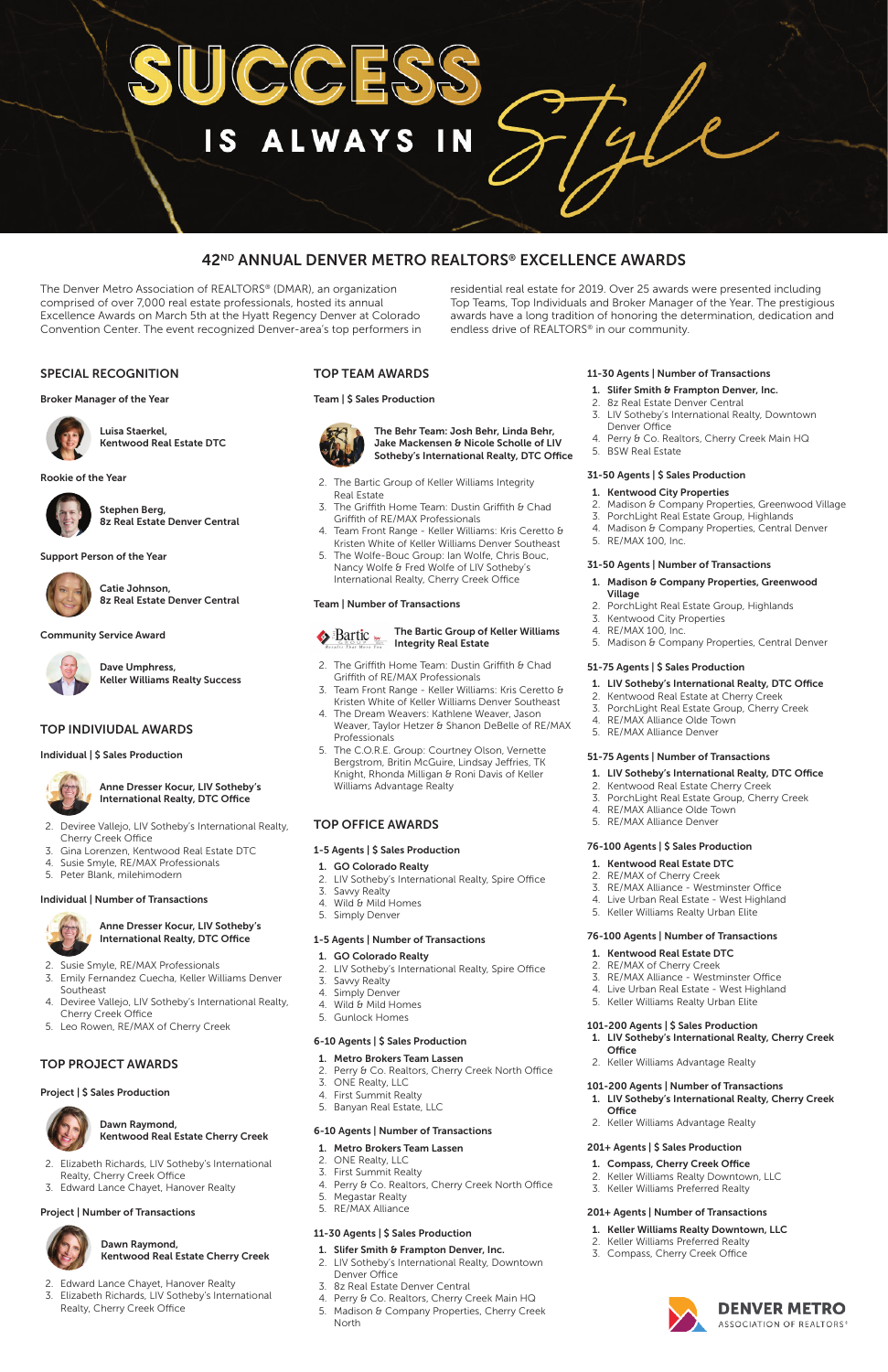# SUCCESS IS ALWAYS IN Style

## 42ND ANNUAL DENVER METRO REALTORS® EXCELLENCE AWARDS

The Denver Metro Association of REALTORS® (DMAR), an organization comprised of over 7,000 real estate professionals, hosted its annual Excellence Awards on March 5th at the Hyatt Regency Denver at Colorado Convention Center. The event recognized Denver-area's top performers in residential real estate for 2019. Over 25 awards were presented including Top Teams, Top Individuals and Broker Manager of the Year. The prestigious awards have a long tradition of honoring the determination, dedication and endless drive of REALTORS® in our community.

## SPECIAL RECOGNITION

### Broker Manager of the Year

**Luisa Staerkel, Kentwood Real Estate DTC**

### Rookie of the Year

**Stephen Berg, 8z Real Estate Denver Central**

### Support Person of the Year

**Catie Johnson, 8z Real Estate Denver Central**

### Community Service Award

**Dave Umphress, Keller Williams Realty Success**

## TOP INDIVIUDAL AWARDS

### Individual | $ Sales Production

1. **Anne Dresser Kocur, LIV Sotheby's International Realty, DTC Office**
2. Deviree Vallejo, LIV Sotheby's International Realty, Cherry Creek Office
3. Gina Lorenzen, Kentwood Real Estate DTC
4. Susie Smyle, RE/MAX Professionals
5. Peter Blank, milehimodern

### Individual | Number of Transactions

1. **Anne Dresser Kocur, LIV Sotheby's International Realty, DTC Office**
2. Susie Smyle, RE/MAX Professionals
3. Emily Fernandez Cuecha, Keller Williams Denver Southeast
4. Devire Vallejo, LIV Sotheby's International Realty, Cherry Creek Office
5. Leo Rowen, RE/MAX of Cherry Creek

## TOP PROJECT AWARDS

### Project | $ Sales Production

1. **Dawn Raymond, Kentwood Real Estate Cherry Creek**
2. Elizabeth Richards, LIV Sotheby's International Realty, Cherry Creek Office
3. Edward Lance Chayet, Hanover Realty

### Project | Number of Transactions

1. **Dawn Raymond, Kentwood Real Estate Cherry Creek**
2. Edward Lance Chayet, Hanover Realty
3. Elizabeth Richards, LIV Sotheby's International Realty, Cherry Creek Office

## TOP TEAM AWARDS

### Team | $ Sales Production

1. **The Behr Team: Josh Behr, Linda Behr, Jake Mackensen & Nicole Scholle of LIV Sotheby's International Realty, DTC Office**
2. The Bartic Group of Keller Williams Integrity Real Estate
3. The Griffith Home Team: Dustin Griffith & Chad Griffith of RE/MAX Professionals
4. Team Front Range - Keller Williams: Kris Ceretto & Kristen White of Keller Williams Denver Southeast
5. The Wolfe-Bouc Group: Ian Wolfe, Chris Bouc, Nancy Wolfe & Fred Wolfe of LIV Sotheby's International Realty, Cherry Creek Office

### Team | Number of Transactions

1. **The Bartic Group of Keller Williams Integrity Real Estate**
2. The Griffith Home Team: Dustin Griffith & Chad Griffith of RE/MAX Professionals
3. Team Front Range - Keller Williams: Kris Ceretto & Kristen White of Keller Williams Denver Southeast
4. The Dream Weavers: Kathlene Weaver, Jason Weaver, Taylor Hetzer & Shanon DeBelle of RE/MAX Professionals
5. The C.O.R.E. Group: Courtney Olson, Vernette Bergstrom, Britin McGuire, Lindsay Jeffries, TK Knight, Rhonda Milligan & Roni Davis of Keller Williams Advantage Realty

## TOP OFFICE AWARDS

### 1-5 Agents | $ Sales Production

1. **GO Colorado Realty**
2. LIV Sotheby's International Realty, Spire Office
3. Savvy Realty
4. Wild & Mild Homes
5. Simply Denver

### 1-5 Agents | Number of Transactions

1. **GO Colorado Realty**
2. LIV Sotheby's International Realty, Spire Office
3. Savvy Realty
4. Simply Denver
5. Wild & Mild Homes
6. Gunlock Homes

### 6-10 Agents | $ Sales Production

1. **Metro Brokers Team Lassen**
2. Perry & Co. Realtors, Cherry Creek North Office
3. ONE Realty, LLC
4. First Summit Realty
5. Banyan Real Estate, LLC

### 6-10 Agents | Number of Transactions

1. **Metro Brokers Team Lassen**
2. ONE Realty, LLC
3. First Summit Realty
4. Perry & Co. Realtors, Cherry Creek North Office
5. Megastar Realty
5. RE/MAX Alliance

### 11-30 Agents | $ Sales Production

1. **Slifer Smith & Frampton Denver, Inc.**
2. LIV Sotheby's International Realty, Downtown Denver Office
3. 8z Real Estate Denver Central
4. Perry & Co. Realtors, Cherry Creek Main HQ
5. Madison & Company Properties, Cherry Creek North

### 11-30 Agents | Number of Transactions

1. **Slifer Smith & Frampton Denver, Inc.**
2. 8z Real Estate Denver Central
3. LIV Sotheby's International Realty, Downtown Denver Office
4. Perry & Co. Realtors, Cherry Creek Main HQ
5. BSW Real Estate

### 31-50 Agents | $ Sales Production

1. **Kentwood City Properties**
2. Madison & Company Properties, Greenwood Village
3. PorchLight Real Estate Group, Highlands
4. Madison & Company Properties, Central Denver
5. RE/MAX 100, Inc.

### 31-50 Agents | Number of Transactions

1. **Madison & Company Properties, Greenwood Village**
2. PorchLight Real Estate Group, Highlands
3. Kentwood City Properties
4. RE/MAX 100, Inc.
5. Madison & Company Properties, Central Denver

### 51-75 Agents | $ Sales Production

1. **LIV Sotheby's International Realty, DTC Office**
2. Kentwood Real Estate at Cherry Creek
3. PorchLight Real Estate Group, Cherry Creek
4. RE/MAX Alliance Olde Town
5. RE/MAX Alliance Denver

### 51-75 Agents | Number of Transactions

1. **LIV Sotheby's International Realty, DTC Office**
2. Kentwood Real Estate Cherry Creek
3. PorchLight Real Estate Group, Cherry Creek
4. RE/MAX Alliance Olde Town
5. RE/MAX Alliance Denver

### 76-100 Agents | $ Sales Production

1. **Kentwood Real Estate DTC**
2. RE/MAX of Cherry Creek
3. RE/MAX Alliance - Westminster Office
4. Live Urban Real Estate - West Highland
5. Keller Williams Realty Urban Elite

### 76-100 Agents | Number of Transactions

1. **Kentwood Real Estate DTC**
2. RE/MAX of Cherry Creek
3. RE/MAX Alliance - Westminster Office
4. Live Urban Real Estate - West Highland
5. Keller Williams Realty Urban Elite

### 101-200 Agents | $ Sales Production

1. **LIV Sotheby's International Realty, Cherry Creek Office**
2. Keller Williams Advantage Realty

### 101-200 Agents | Number of Transactions

1. **LIV Sotheby's International Realty, Cherry Creek Office**
2. Keller Williams Advantage Realty

### 201+ Agents | $ Sales Production

1. **Compass, Cherry Creek Office**
2. Keller Williams Realty Downtown, LLC
3. Keller Williams Preferred Realty

### 201+ Agents | Number of Transactions

1. **Keller Williams Realty Downtown, LLC**
2. Keller Williams Preferred Realty
3. Compass, Cherry Creek Office

DENVER METRO ASSOCIATION OF REALTORS®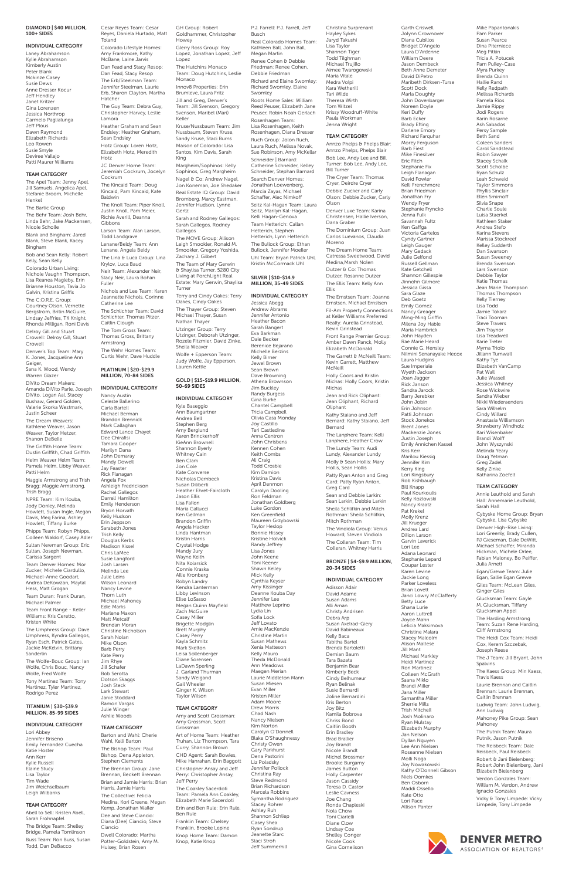## DIAMOND | $40 MILLION, 100+ SIDES

### INDIVIDUAL CATEGORY

Laney Abrahamson
Kylie Abrahamson
Kimberly Austin
Peter Blank
Mckinze Casey
Susie Dews
Anne Dresser Kocur
Jeff Hendley
Janet Kritzer
Gina Lorenzen
Jessica Northrop
Carmelo Paglialunga
Jeff Plous
Dawn Raymond
Elizabeth Richards
Leo Rowen
Susie Smyle
Devinee Vallejo
Patti Maurer Williams

### TEAM CATEGORY

The Apel Team: Jenny Apel, Jill Samuels, Angelica Apel, Stefanie Broom, Michelle Henkel

The Bartic Group

The Behr Team: Josh Behr, Linda Behr, Jake Mackensen, Nicole Scholle

Blank and Bingham: Jared Blank, Steve Blank, Kacey Bingham

Bob and Sean Kelly: Robert Kelly, Sean Kelly

Colorado Urban Living: Nichole Vaughn Thompson, Lisa Reanea Magleby, Erin Brianne Houston, Tavia Jo Galvin, Kristina Griffis

The C.O.R.E. Group: Courtney Olson, Vernette Bergstrom, Britin McGuire, Lindsay Jeffries, TK Knight, Rhonda Milligan, Roni Davis

Delroy Gill and Stuart Crowell: Delroy Gill, Stuart Crowell

Denver's Top Team: Mary K. Jones, Jacqueline Ann Geiger, Sana K. Wood, Wendy Warren Glazer

DiVito Dream Makers: Amanda DiVito Parle, Joseph DiVito, Logan Aal, Stacey Bushaw, Gerard Golden, Valerie Skorka Westmark, Justin Scheer

The Dream Weavers: Kathlene Weaver, Jason Weaver, Taylor Hetzer, Shanon DeBelle

The Griffith Home Team: Dustin Griffith, Chad Griffith

Helm Weaver Helm Team: Pamela Helm, Libby Weaver, Patti Helm

Maggie Armstrong and Trish Bragg: Maggie Armstrong, Trish Bragg

NPRE Team: Kim Kouba, Jody Donley, Melinda Howlett, Susan Ingle, Megan Davis, Meg Farina, Ashley Howlett, Tiffany Burke

Phipps Team: Robyn Phipps, Colleen Waldorf, Casey Adler

Sultan Newman Group: Eric Sultan, Joseph Newman, Carissa Sargent

Team Denver Homes: Mor Zucker, Michele Ciardullo, Michael-Anne Goodart, Andrea DeKowzan, Maytal Hess, Matt Grogan

Team Duran: Frank Duran, Michael Palmer

Team Front Range - Keller Williams: Kris Ceretto, Kristen White

The Umphress Group: Dave Umphress, Kyndra Gallegos, Ryan Esch, Patrick Gates, Jackie McKelvin, Brittany Sanderlin

The Wolfe-Bouc Group: Ian Wolfe, Chris Bouc, Nancy Wolfe, Fred Wolfe

Tony Martinez Team: Tony Martinez, Tyler Martinez, Rodrigo Perez

## TITANIUM | $30-$39.9 MILLION, 85-99 SIDES

### INDIVIDUAL CATEGORY

Lori Abbey
Jennifer Briseno
Emily Fernandez Cuecha
Katie Hoster
Ann Kerr
Kylie Russell
Elaine Stucy
Lisa Taylor
Tim Wade
Jim Weichselbaum
Leigh Wilbanks

### TEAM CATEGORY

Abell to Sell: Kristen Abell, Sarah Frohnapfel

The Bridge Team: Shelley Bridge, Pamela Tomlinson

Buss Team: Ron Buss, Susan Todd, Dan DeBacco

Cesar Reyes Team: Cesar Reyes, Daniela Hurtado, Matt Toland

Colorado Lifestyle Homes: Amy Frankmore, Kathy McBane, Laine Jarvis

Dan Fead and Stacy Resop: Dan Fead, Stacy Resop

The Erb/Steelman Team: Jennifer Steelman, Laurie Erb, Sharon Clayton, Martha Hatcher

The Guy Team: Debra Guy, Christopher Harvey, Leslie Lamora

Heather Graham and Sean Endsley: Heather Graham, Sean Endsley

Hotz Group: Loren Hotz, Elizabeth Hotz, Meredith Hotz

JC Denver Home Team: Jeremiah Cockrum, Jocelyn Cockrum

The Kincaid Team: Doug Kincaid, Pam Kincaid, Kate Baldwin

The Knoll Team: Piper Knoll, Justin Knoll, Pam Meier, Richie Averill, Deanna Gibbons

Larson Team: Alan Larson, Todd Landgrave

Lenane/Beldy Team: Ann Lenane, Angela Beldy

The Lina & Luca Group: Lina Krylov, Luca Baud

Neir Team: Alexander Neir, Stacy Neir, Laura Bohan Fuller

Nichols and Lee Team: Karen Jeannette Nichols, Corinne Catherine Lee

The Schlichter Team: David Schlichter, Thomas Pitzer, Caitlin Clough

The Tom Gross Team: Thomas Gross, Brittany Armstrong

The Wehr Homes Team: Curtis Wehr, Dave Huddle

## PLATINUM | $20-$29.9 MILLION, 70-84 SIDES

### INDIVIDUAL CATEGORY

Nancy Austin
Celeste Ballerino
Carla Bartell
Michael Berman
Brandon Brennick
Mark Callaghan
Edward Lance Chayet
Dee Chiraflisi
Tamara Cooper
Marilyn Dana
John Demaray
Mandy Dowell
Jay Feaster
Rick Flanagan
Angela Fox
Ashleigh Fredrickson
Rachel Gallegos
Darrell Hamilton
Emily Henderson
Bryon Horvath
Kelly Hudson
Erin Jeppson
Sarabeth Jones
Trish Kelly
Douglas Kerbs
Madison Kissel
Chris LaMee
Susie Langford
Josh Larsen
Melinda Lee
Julie Leins
Wilson Leonard
Nancy Levine
Thorn Luth
Michael Mahoney
Edie Marks
Marlene Maxon
Matt Metcalf
Brendan Moran
Christine Nicholson
Sarah Nolan
Mike Olson
Barb Perry
Kate Perry
Jim Rhye
Jill Schafer
Bob Serotta
Dotson Skaggs
Josh Steck
Lark Stewart
Janie Stoddard
Ramon Vargas
Julie Wenger
Ashlie Woods

### TEAM CATEGORY

Barton and Wahl: Cherie Wahl, Kelli Barton

The Bishop Team: Paul Bishop, Dena Appleton, Stephen Clements

The Brennan Group: Jane Brennan, Beckett Brennan

Brian and Jamie Harris: Brian Harris, Jamie Harris

The Collective: Felicia Medina, Kori Greene, Megan Kemp, Jonathan Waller

Dee and Steve Ciancio: Diana (Dee) Ciancio, Steve Ciancio

Dwell Colorado: Martha Potter-Goldstein, Amy M. Hulsey, Brian Rosen

GH Group: Robert Goldhammer, Christopher Howey

Glerry Ross Group: Roy Lopez, Jonathan Lopez, Jeff Lopez

The Hutchins Monaco Team: Doug Hutchins, Leslie Monaco

Innov8 Properties: Erin Brumleve, Laura Fritz

Jill and Greg, Denver's Team: Jill Svenson, Gregory Svenson, Maribel (Mari) Keller

Kruse/Nussbaum Team: Jim Nussbaum, Steven Kruse, Sandy Kruse, Staci Burns

Maison of Colorado: Lisa Santos, Kim Davis, Sarah King

Margheim/Sophinos: Kelly Sophinos, Greg Margheim

Nagel & Co: Andrew Nagel, Jon Koneman, Joe Shedaker

Real Estate IQ Group: David Bromberg, Marcy Eastman, Jennifer Hudson, Lynne Gertz

Sarah and Rodney Gallegos: Sarah Gallegos, Rodney Gallegos

The MOVE Group: Allison Leigh Smookler, Ronald M. Smookler, Gregory Yoshida, Zachary J. Gilbert

The Team of Mary Gerwin & Shaylisa Turner, 5280 City Living at PorchLight Real Estate: Mary Gerwin, Shaylisa Turner

Terry and Cindy Oakes: Terry Oakes, Cindy Oakes

The Thayer Group: Steven Michael Thayer, Susan Nathan Thayer

Utzinger Group: Terry Utzinger, Deborah Utzinger, Rozele Fitzmier, David Zinke, Sheila Weaver

Wolfe + Epperson Team: Judy Wolfe, Jay Epperson, Lauren Kettle

## GOLD | $15-$19.9 MILLION, 50-69 SIDES

### INDIVIDUAL CATEGORY

Kyle Baseggio
Ann Baumgartner
Andrea Bell
Stephen Berg
Amy Berglund
Karen Brinckerhoff
KieAnn Brownell
Shannon Byerly
Whitney Cain
Ben Clark
Jon Cole
Kate Converse
Nicholas Dembeck
Susan Diliberti
Heather Ehret-Faircloth
Jason Ellis
Lisa Fallon
Maria Gallucci
Ken Gellman
Brandon Griffin
Angela Hacker
Linda Hartman
Kristin Harris
Crystal Hodge
Mandy Jury
Wayne Keith
Nita Kolarsick
Connie Kraska
Allie Kronberg
Robyn Landry
Kendra Lanterman
Libby Levinson
Elise LoSasso
Megan Quinn Mayfield
Zach McGuire
Casey Miller
Brigette Modglin
Brett Murphy
Casey Perry
Kayla Schmitz
Mark Skelton
Leisa Sollenberger
Diane Sorensen
LaDawn Sperling
J. Garland Thurman
Sandy Weigand
Gail Wheeler
Ginger K. Wilson
Taylor Wilson

### TEAM CATEGORY

Amy and Scott Grossman: Amy Grossman, Scott Grossman

Art of Home Team: Heather Truhan, Liz Thompson, Tara Curry, Shannon Brown

CHD Agent: Sarah Bowles, Mike Hanrahan, Erin Baggott

Christopher Ansay and Jeff Perry: Christopher Ansay, Jeff Perry

The Coakley Sacerdoti Team: Pamela Ann Coakley, Elizabeth Marie Sacerdoti

Erin and Ben Rule: Erin Rule, Ben Rule

Franklin Team: Chelsey Franklin, Brooke Lepine

Knop Home Team: Damon Knop, Katie Knop

P.J. Farrell: P.J. Farrell, Jeff Busch

Real Colorado Homes Team: Kathleen Ball, John Ball, Megan Martin

Renee Cohen & Debbie Friedman: Renee Cohen, Debbie Friedman

Richard and Elaine Swomley: Richard Swomley, Elaine Swomley

Roots Home Sales: William Reed Peuser, Elizabeth Jane Peuser, Robin Noah Gerlach

Rosenhagen Team: Lisa Rosenhagen, Keith Rosenhagen, Diana Dresser

Ruch Group: Jolon Ruch, Laura Ruch, Melissa Novak, Sue Robinson, Amy McKellar

Schneider | Barnard: Catherine Schneider, Kelley Schneider, Stephan Barnard

Search Denver Homes: Jonathan Loewenberg, Marcia Zayas, Michael Schaffer, Alec Nimkoff

Seitz Kal-Hagan Team: Laura Seitz, Marilyn Kal-Hagan, Kelli Hagan-Genova

Team Hetterich: Callan Hetterich, Stephen Hetterich, Lynn Hetterich

The Bullock Group: Ethan Bullock, Jennifer Moeller

Uhl Team: Bryan Patrick Uhl, Kristin McCormack Uhl

## SILVER | $10-$14.9 MILLION, 35-49 SIDES

### INDIVIDUAL CATEGORY

Jessica Abegg
Andrew Abrams
Jennifer Antonio
Heather Bacon
Sarah Bangert
Eva Barkman
Dale Becker
Berenice Bejarano
Michelle Berzins
Kelly Birner
Jewel Brown
Sean Brown
Dave Browning
Athena Brownson
Jim Buckley
Randy Burgess
Gina Burke
Chantel Campbell
Tricia Campbell
Olivia Casa Monday
Joy Castillo
Teri Castledine
Anna Centron
John Chrisbens
Kennen Cohen
Keith Combs
Ali Craig
Todd Crosbie
Kim Damion
Kristina Davis
April Denmon
Carolyn Dooling
Ron Feldman
Jonathan Goldberg
Luke Golden
Ken Greenfield
Maureen Grzybowski
Taylor Heslop
Bonnie Hissey
Kristine Holvick
Randy Jeffrey
Lisa Jones
John Keene
Toni Keener
Shawn Kelley
Mick Kelly
Cynthia Keyser
Amy Kissinger
Deanne Kouba Day
Jennifer Lee
Matthew Leprino
Lydia Lin
Sofia Lock
Jeff Lovato
Amie MacKenzie
Christine Martin
Susan Mathews
Xenia Matteson
Kelly Mauro
Theda McDonald
Ann Meadows
Maegen Merian
Laurie Middleton Mann
Susan Miesen
Evan Miller
Kristen Miller
Adam Moore
Drew Morris
Chad Nash
Nancy Nielsen
Kim Norton
Carolyn O'Donnell
Blake O'Shaughnessy
Christy Owen
Gary Parkhurst
Dena Pastorini
Liz Poladsky
Jennifer Pollock
Christina Ray
Steve Redmond
Brian Richardson
Marcela Robbins
Symantha Rodriguez
Stacey Rohrer
Ashley Ruh
Shannon Schliep
Casey Shea
Ryan Sondrup
Jeanette Starc
Staci Stroh
Jeff Summerhill
Christina Surprenant
Hayley Sykes
Jaryd Takushi
Lisa Taylor
Shannon Tiger
Todd Tilghman
Michael Trujillo
Aimee Twarogowski
Maria Vitale
Medra Volpi
Kara Wetherill
Tari Wilde
Theresa Wirth
Tom Witzel
Krissy Woodruff-White
Paula Workman
Jenna Wright

### TEAM CATEGORY

Annzo Phelps & Phelps Blair: Annzo Phelps, Phelps Blair

Bob Lee, Andy Lee and Bill Turner: Bob Lee, Andy Lee, Bill Turner

The Cryer Team: Thomas Cryer, Deirdre Cryer

Debbie Zucker and Carly Olson: Debbie Zucker, Carly Olson

Denver Luxe Team: Karina Christensen, Hallie Iverson, Dana Graber

The Dominium Group: Juan Carlos Luevanos, Claudia Moreno

The Dream Home Team: Catressa Sweetwood, David Medina,Marsh Nolen

Dutzer & Co: Thomas Dutzer, Rosanne Dutzer

The Ellis Team: Kelly Ann Ellis

The Ernstsen Team: Joanne Ernstsen, Michael Ernstsen

Fil-Am Property Connections at Keller Williams Preferred Realty: Aurelia Grinstead, Kevin Grinstead

Front Range Premier Group: Amber Dawn Panck, Molly Elizabeth McDonald

The Garrett & McNeill Team: Kevin Garrett, Matthew McNeill

Holly Coors and Kristin Michas: Holly Coors, Kristin Michas

Jean and Rick Oliphant: Jean Oliphant, Richard Oliphant

Kathy Staiano and Jeff Bernard: Kathy Staiano, Jeff Bernard

The Lanphere Team: Kelli Lanphere, Heather Crow

The Lundy Team: Audi Lundy, Alexander Lundy

Molly & Sean Hollis: Mary Hollis, Sean Hollis

Patty Ryan Anton and Greg Card: Patty Ryan Anton, Greg Card

Sean and Debbie Larkin: Sean Larkin, Debbie Larkin

Sheila Schlifkin and Mitch Rothman: Sheila Schlifkin, Mitch Rothman

The Vindiola Group: Venus Howard, Steven Vindiola

The Colleran Team: Tim Colleran, Whitney Harris

## BRONZE | $4-$9.9 MILLION, 20-34 SIDES

### INDIVIDUAL CATEGORY

Adisson Adair
David Adame
Susan Adams
Alli Aman
Christy Andrisen
Debra Arp
Susan Axelrad-Giery
David Babineaux
Kelly Baca
Tabitha Bartel
Brenda Bartoletti
Demian Baum
Tara Bazata
Benjamin Bear
Kimberly Beck
Cindy Belhumeur
Ryan Belinak
Susie Bernardi
Joline Bernardini
Kris Berton
Joy Bitz
Kamila Bobrova
Chriss Bond
Caitlin Booth
Erin Bradley
Brad Brailier
Joy Brandt
Nicole Brandt
Michel Brossmer
Brooke Burgamy
James Button
Holly Carpenter
Jason Cassidy
Teresa D. Castor
Leslie Cavness
Joe Chang
Ronda Chapleski
Nola Chow
Toni Ciarlelli
Diane Clow
Lindsay Coe
Shelley Conger
Nicole Cook
Gina Cornelison
Garth Criswell
Jolynn Crownover
Diana Cubillos
Bridget D'Angelo
Laura D'Ardenne
William Deere
Jason Dembeck
Beth Anne Demeter
David DiPetro
Maribeth Dirksen-Turse
Scott Dock
Marla Doughty
John Dovenbarger
Noreen Doyle
Keri Duffy
Barb Ecker
Brady Efting
Darlene Emory
Richard Farquhar
Morey Ferguson
Barb Fiest
Mike Finesilver
Eric Fitch
Stephanie Fix
Leigh Flanagan
David Fowler
Kelli Frenchmore
Brian Friedman
Jonathan Fry
Wendy Fryer
Stephanie Fryncko
Jenna Fulk
Savannah Fultz
Ken Gaffga
Victoria Gartelos
Cyndy Gartner
Leigh Gauger
Mary Gedack
Julie Gelfond
Russell Gellman
Kate Getchell
Shannon Gillespie
Jinnohn Gilmore
Jessica Gissa
Sara Glaze
Deb Goetz
Emily Gomez
Nancy Greager
Ming-Ming Griffin
Milena Joy Hable
Maria Hambrick
John Hayden
Rae Marie Heard
Connie G. Hensley
Nilmini Senanayake Hecox
Laura Hudgins
Sue Imperiale
Wyeth Jackson
Joan Jagger
Rick Janson
Sandra Jarock
Barry Jerebker
John Jobin
Erin Johnson
Patti Johnson
Stock Jonekos
Brent Jones
Mackenzie Jones
Justin Joseph
Emily Annichen Kassel
Kris Kerr
Marilou Kiessig
Jennifer Kim
Kerry King
Lori Kingsbury
Rob Kishbaugh
Bill Knapp
Paul Kourkoulis
Kelly Kozlowski
Nancy Kraatz
Pat Krekel
Molly Krenz
Jill Krueger
Andrea Lard
Dillon Larson
Garvin Laverick
Lori Lee
Adana Leonard
Stephanie Lepard
Coupar Lester
Karen Levine
Jackie Long
Parker Loveless
Brian Lovett
Janci Lowry McClafferty
Betty Luce
Shana Lurie
Aaron Luttrell
Joyce Mahn
Leticia Maksimova
Christine Malara
Stacey Malcolm
Alison Maltese
Jill Mant
Michael Markley
Heidi Martinez
Ron Martinez
Colleen McGrath
Saana Miklo
Brandi Miller
Jana Miller
Samantha Miller
Sherrie Mills
Trish Mitchell
Josh Molinaro
Ryan Mulstay
Elizabeth Murphy
Jan Nelson
Dyllan Nguyen
Lee Ann Nielsen
Roseanne Nielsen
Molli Noga
Joy Nowakowski
Kathy O'Donnell Gibson
Niels Oomkes
Ben Osborn
Maddi Ossello
Kate Otto
Lori Pace
Allison Panter
Mike Papantonakis
Pam Parker
Susan Pearce
Dina Piterniece
Meg Pitkin
Tricia A. Potucek
Pam Pulley-Case
Myra Purkey
Brenda Quinn
Hallie Rand
Kelly Redpath
Melissa Richards
Pamela Rios
Jamie Rippy
Jodi Rogers
Karin Rosarne
Ash Sabados
Persy Sample
Beth Sand
Coleen Sanders
Carol Sandstead
Robin Sawyer
Stacey Schalk
Scott Scholbe
Ryan Schulz
Leah Schweid
Taylor Simmons
Phyllis Sinclair
Ellen Smirnoff
Silvia Snape
Charlie Soule
Luisa Staerkel
Kathleen Staker
Andrea Stefo
Karina Stevens
Marissa Stockreef
Kelley Sudderth
Dan Swanson
Susan Sweeney
Brenda Swenson
Lars Swenson
Debbie Taylor
Katie Thomas
Jean Marie Thompson
Thomas Thompson
Kelly Tierney
Lisa Todd
Jamie Tokarz
Traci Tooman
Steve Travers
Jim Traynor
Lisa Treadwell
Karie Treter
Myrna Triolo
Jillann Turnwall
Kathy Tye
Elizabeth VanCamp
Pat Wall
Julie Wassell
Jessica Whitney
Rose Wickwire
Sandra Wieber
Nikki Wiederaenders
Sara Wilhelm
Cindy Willard
Anastasia Williamson
Strawberry Windholz
Kari Wisenbaker
Brandi Wolff
John Wyszynski
Melinda Yeary
Doug Yetman
Greg Zadel
Kelly Zinke
Katharina Zoefelt

### TEAM CATEGORY

Annie Leuthold and Sarah Hall: Annemarie Leuthold, Sarah Hall

Cybyske Home Group: Bryan Cybyske, Lisa Cybyske

Denver High-Rise Living: Lori Greenly, Brady Cullen, PJ Gieseman, Dale DeWitt, Michael Schaffer, Miranda Hickman, Michele Orlee, Fabian Maloney, Bo Peiffer, Julia Arnett

Egan/Grewe Team: Julie Egan, Sallie Egan Grewe

Giles Team: McLean Giles, Ginger Giles

Glucksman Team: Gayle M. Glucksman, Tiffany Glucksman Appel

The Harding Armstrong Team: Suzan Rene Harding, Cliff Armstrong

The Heidi Cox Team: Heidi Cox, Kerem Szczebak, Joseph Reese

The J Team: Jill Bryant, John Spalvins

The Kaess Group: Min Kaess, Travis Kaess

Laurie Brennan and Caitlin Brennan: Laurie Brennan, Caitlin Brennan

Ludwig Team: John Ludwig, Ann Ludwig

Mahoney Pike Group: Sean Mahoney

The Putnik Team: Maura Putnik, Jason Putnik

The Reisbeck Team: Dale Reisbeck, Paul Reisbeck

Robert & Jani Bielenberg: Robert John Bielenberg, Jani Elizabeth Bielenberg

Verdon Gonzales Team: William M. Verdon, Andrew Ignacio Gonzales

Vicky & Tony Limpede: Vicky Limpede, Tony Limpede

DENVER METRO ASSOCIATION OF REALTORS®